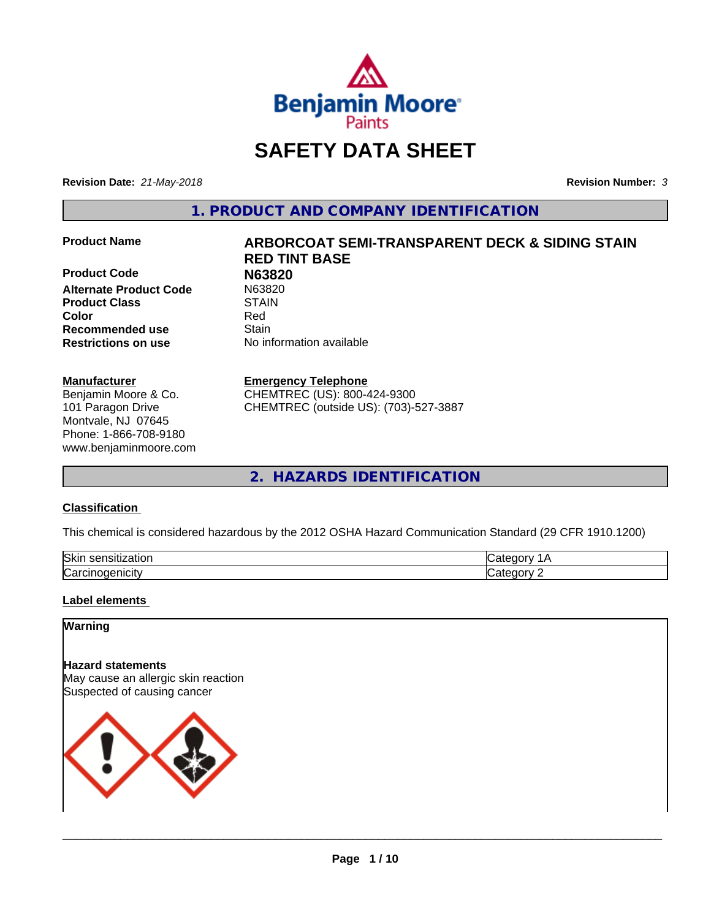# SAFETY DATA SHEET

**Revision Date:** *21-May-2018* **Revision Number:** *3*

## 1. PRODUCT AND COMPANY IDENTIFICATION

| | |
|---|---|
| **Product Name** | **ARBORCOAT SEMI-TRANSPARENT DECK & SIDING STAIN RED TINT BASE** |
| **Product Code** | **N63820** |
| **Alternate Product Code** | N63820 |
| **Product Class** | STAIN |
| **Color** | Red |
| **Recommended use** | Stain |
| **Restrictions on use** | No information available |

**Manufacturer**
Benjamin Moore & Co.
101 Paragon Drive
Montvale, NJ 07645
Phone: 1-866-708-9180
www.benjaminmoore.com

**Emergency Telephone**
CHEMTREC (US): 800-424-9300
CHEMTREC (outside US): (703)-527-3887

## 2. HAZARDS IDENTIFICATION

**Classification**

This chemical is considered hazardous by the 2012 OSHA Hazard Communication Standard (29 CFR 1910.1200)

| | |
|---|---|
| Skin sensitization | Category 1A |
| Carcinogenicity | Category 2 |

**Label elements**

**Warning**

**Hazard statements**
May cause an allergic skin reaction
Suspected of causing cancer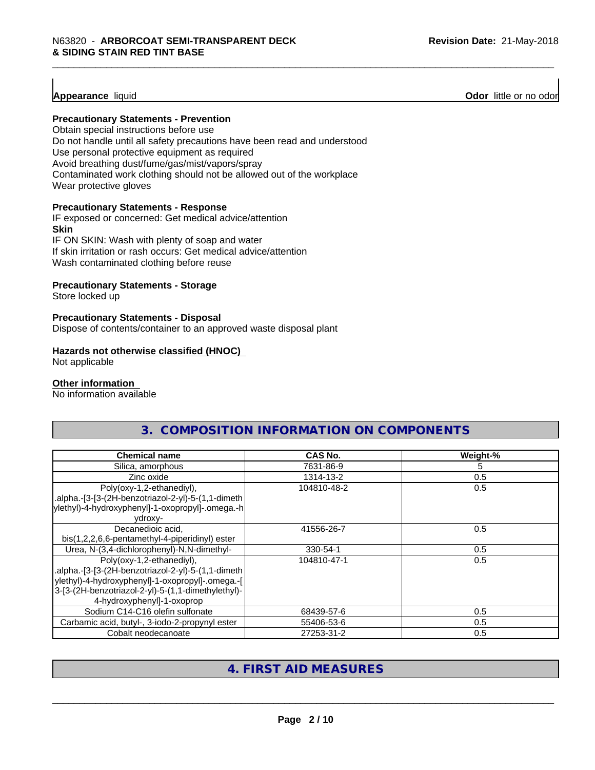**Appearance** liquid **Odor** little or no odor

**Precautionary Statements - Prevention**

Obtain special instructions before use
Do not handle until all safety precautions have been read and understood
Use personal protective equipment as required
Avoid breathing dust/fume/gas/mist/vapors/spray
Contaminated work clothing should not be allowed out of the workplace
Wear protective gloves

**Precautionary Statements - Response**

IF exposed or concerned: Get medical advice/attention

**Skin**

IF ON SKIN: Wash with plenty of soap and water
If skin irritation or rash occurs: Get medical advice/attention
Wash contaminated clothing before reuse

**Precautionary Statements - Storage**

Store locked up

**Precautionary Statements - Disposal**

Dispose of contents/container to an approved waste disposal plant

**Hazards not otherwise classified (HNOC)**

Not applicable

**Other information**

No information available

## 3. COMPOSITION INFORMATION ON COMPONENTS

| Chemical name | CAS No. | Weight-% |
|---|---|---|
| Silica, amorphous | 7631-86-9 | 5 |
| Zinc oxide | 1314-13-2 | 0.5 |
| Poly(oxy-1,2-ethanediyl), .alpha.-[3-[3-(2H-benzotriazol-2-yl)-5-(1,1-dimethylethyl)-4-hydroxyphenyl]-1-oxopropyl]-.omega.-hydroxy- | 104810-48-2 | 0.5 |
| Decanedioic acid, bis(1,2,2,6,6-pentamethyl-4-piperidinyl) ester | 41556-26-7 | 0.5 |
| Urea, N-(3,4-dichlorophenyl)-N,N-dimethyl- | 330-54-1 | 0.5 |
| Poly(oxy-1,2-ethanediyl), .alpha.-[3-[3-(2H-benzotriazol-2-yl)-5-(1,1-dimethylethyl)-4-hydroxyphenyl]-1-oxopropyl]-.omega.-[3-[3-(2H-benzotriazol-2-yl)-5-(1,1-dimethylethyl)-4-hydroxyphenyl]-1-oxoprop | 104810-47-1 | 0.5 |
| Sodium C14-C16 olefin sulfonate | 68439-57-6 | 0.5 |
| Carbamic acid, butyl-, 3-iodo-2-propynyl ester | 55406-53-6 | 0.5 |
| Cobalt neodecanoate | 27253-31-2 | 0.5 |

## 4. FIRST AID MEASURES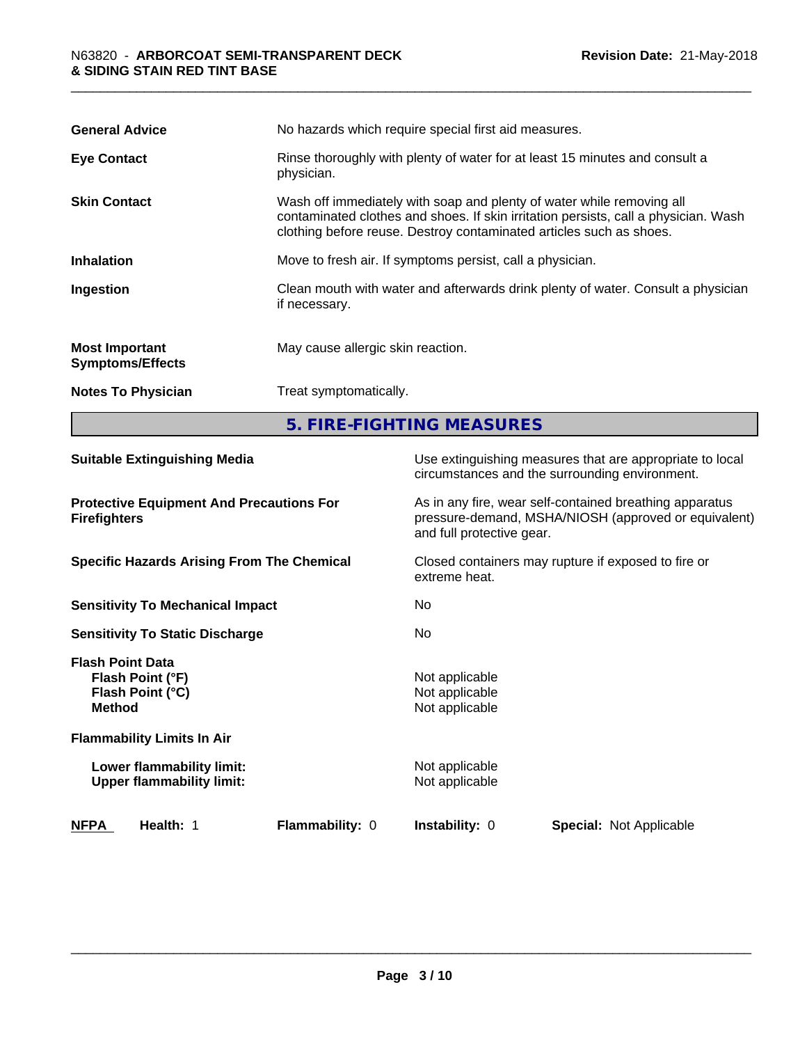| | |
|---|---|
| **General Advice** | No hazards which require special first aid measures. |
| **Eye Contact** | Rinse thoroughly with plenty of water for at least 15 minutes and consult a physician. |
| **Skin Contact** | Wash off immediately with soap and plenty of water while removing all contaminated clothes and shoes. If skin irritation persists, call a physician. Wash clothing before reuse. Destroy contaminated articles such as shoes. |
| **Inhalation** | Move to fresh air. If symptoms persist, call a physician. |
| **Ingestion** | Clean mouth with water and afterwards drink plenty of water. Consult a physician if necessary. |
| **Most Important Symptoms/Effects** | May cause allergic skin reaction. |
| **Notes To Physician** | Treat symptomatically. |

## 5. FIRE-FIGHTING MEASURES

| | |
|---|---|
| **Suitable Extinguishing Media** | Use extinguishing measures that are appropriate to local circumstances and the surrounding environment. |
| **Protective Equipment And Precautions For Firefighters** | As in any fire, wear self-contained breathing apparatus pressure-demand, MSHA/NIOSH (approved or equivalent) and full protective gear. |
| **Specific Hazards Arising From The Chemical** | Closed containers may rupture if exposed to fire or extreme heat. |
| **Sensitivity To Mechanical Impact** | No |
| **Sensitivity To Static Discharge** | No |

**Flash Point Data**

| | |
|---|---|
| **Flash Point (°F)** | Not applicable |
| **Flash Point (°C)** | Not applicable |
| **Method** | Not applicable |

**Flammability Limits In Air**

| | |
|---|---|
| **Lower flammability limit:** | Not applicable |
| **Upper flammability limit:** | Not applicable |

| **NFPA** | **Health:** 1 | **Flammability:** 0 | **Instability:** 0 | **Special:** Not Applicable |
|---|---|---|---|---|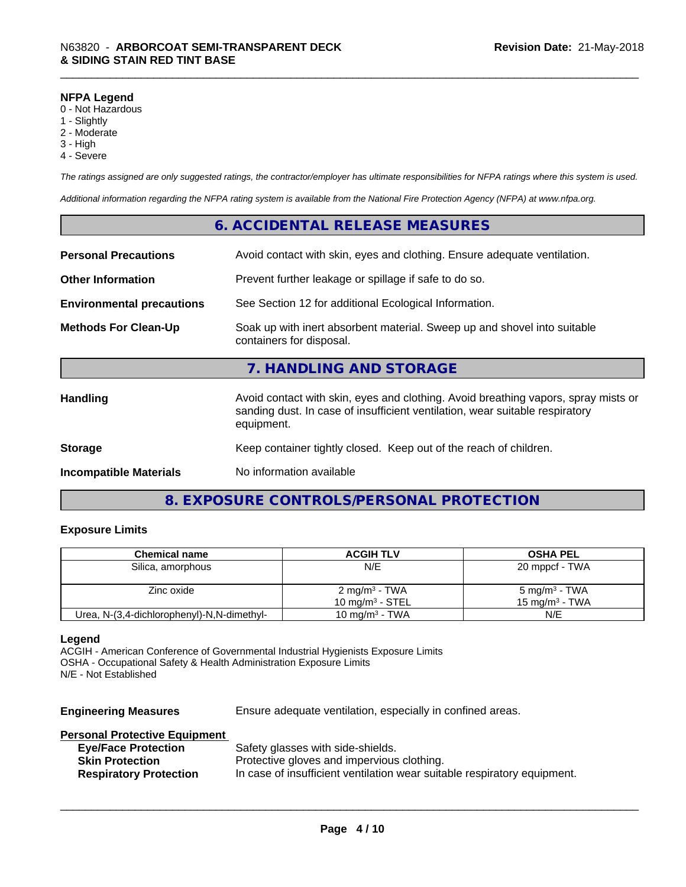**NFPA Legend**
0 - Not Hazardous
1 - Slightly
2 - Moderate
3 - High
4 - Severe

*The ratings assigned are only suggested ratings, the contractor/employer has ultimate responsibilities for NFPA ratings where this system is used.*

*Additional information regarding the NFPA rating system is available from the National Fire Protection Agency (NFPA) at www.nfpa.org.*

## 6. ACCIDENTAL RELEASE MEASURES

**Personal Precautions**: Avoid contact with skin, eyes and clothing. Ensure adequate ventilation.

**Other Information**: Prevent further leakage or spillage if safe to do so.

**Environmental precautions**: See Section 12 for additional Ecological Information.

**Methods For Clean-Up**: Soak up with inert absorbent material. Sweep up and shovel into suitable containers for disposal.

## 7. HANDLING AND STORAGE

**Handling**: Avoid contact with skin, eyes and clothing. Avoid breathing vapors, spray mists or sanding dust. In case of insufficient ventilation, wear suitable respiratory equipment.

**Storage**: Keep container tightly closed. Keep out of the reach of children.

**Incompatible Materials**: No information available

## 8. EXPOSURE CONTROLS/PERSONAL PROTECTION

### Exposure Limits

| Chemical name | ACGIH TLV | OSHA PEL |
|---|---|---|
| Silica, amorphous | N/E | 20 mppcf - TWA |
| Zinc oxide | 2 mg/m³ - TWA<br>10 mg/m³ - STEL | 5 mg/m³ - TWA<br>15 mg/m³ - TWA |
| Urea, N-(3,4-dichlorophenyl)-N,N-dimethyl- | 10 mg/m³ - TWA | N/E |

**Legend**
ACGIH - American Conference of Governmental Industrial Hygienists Exposure Limits
OSHA - Occupational Safety & Health Administration Exposure Limits
N/E - Not Established

**Engineering Measures**: Ensure adequate ventilation, especially in confined areas.

**Personal Protective Equipment**

- **Eye/Face Protection**: Safety glasses with side-shields.
- **Skin Protection**: Protective gloves and impervious clothing.
- **Respiratory Protection**: In case of insufficient ventilation wear suitable respiratory equipment.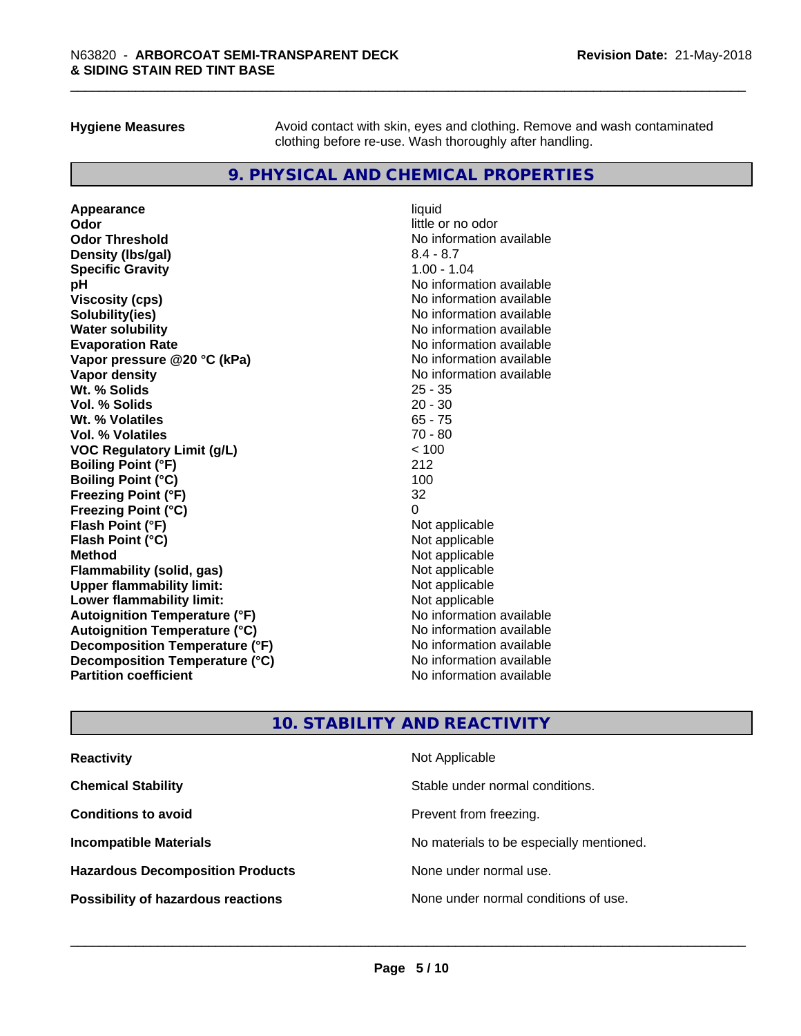**Hygiene Measures** Avoid contact with skin, eyes and clothing. Remove and wash contaminated clothing before re-use. Wash thoroughly after handling.

## 9. PHYSICAL AND CHEMICAL PROPERTIES

| | |
|---|---|
| **Appearance** | liquid |
| **Odor** | little or no odor |
| **Odor Threshold** | No information available |
| **Density (lbs/gal)** | 8.4 - 8.7 |
| **Specific Gravity** | 1.00 - 1.04 |
| **pH** | No information available |
| **Viscosity (cps)** | No information available |
| **Solubility(ies)** | No information available |
| **Water solubility** | No information available |
| **Evaporation Rate** | No information available |
| **Vapor pressure @20 °C (kPa)** | No information available |
| **Vapor density** | No information available |
| **Wt. % Solids** | 25 - 35 |
| **Vol. % Solids** | 20 - 30 |
| **Wt. % Volatiles** | 65 - 75 |
| **Vol. % Volatiles** | 70 - 80 |
| **VOC Regulatory Limit (g/L)** | < 100 |
| **Boiling Point (°F)** | 212 |
| **Boiling Point (°C)** | 100 |
| **Freezing Point (°F)** | 32 |
| **Freezing Point (°C)** | 0 |
| **Flash Point (°F)** | Not applicable |
| **Flash Point (°C)** | Not applicable |
| **Method** | Not applicable |
| **Flammability (solid, gas)** | Not applicable |
| **Upper flammability limit:** | Not applicable |
| **Lower flammability limit:** | Not applicable |
| **Autoignition Temperature (°F)** | No information available |
| **Autoignition Temperature (°C)** | No information available |
| **Decomposition Temperature (°F)** | No information available |
| **Decomposition Temperature (°C)** | No information available |
| **Partition coefficient** | No information available |

## 10. STABILITY AND REACTIVITY

| | |
|---|---|
| **Reactivity** | Not Applicable |
| **Chemical Stability** | Stable under normal conditions. |
| **Conditions to avoid** | Prevent from freezing. |
| **Incompatible Materials** | No materials to be especially mentioned. |
| **Hazardous Decomposition Products** | None under normal use. |
| **Possibility of hazardous reactions** | None under normal conditions of use. |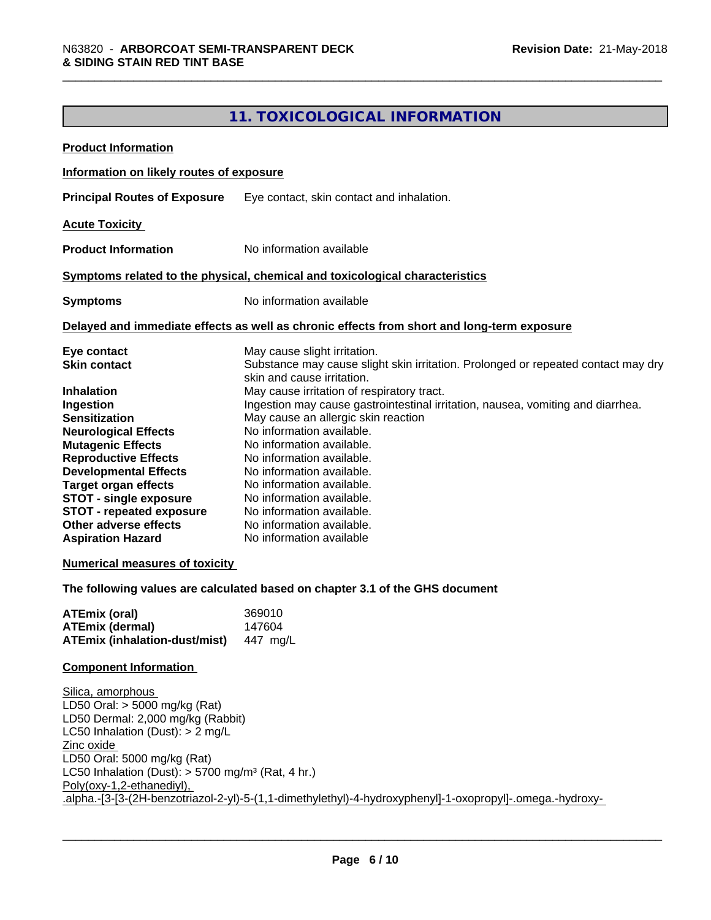## 11. TOXICOLOGICAL INFORMATION

**Product Information**

**Information on likely routes of exposure**

**Principal Routes of Exposure** Eye contact, skin contact and inhalation.

**Acute Toxicity**

**Product Information** No information available

**Symptoms related to the physical, chemical and toxicological characteristics**

**Symptoms** No information available

**Delayed and immediate effects as well as chronic effects from short and long-term exposure**

| | |
|---|---|
| **Eye contact** | May cause slight irritation. |
| **Skin contact** | Substance may cause slight skin irritation. Prolonged or repeated contact may dry skin and cause irritation. |
| **Inhalation** | May cause irritation of respiratory tract. |
| **Ingestion** | Ingestion may cause gastrointestinal irritation, nausea, vomiting and diarrhea. |
| **Sensitization** | May cause an allergic skin reaction |
| **Neurological Effects** | No information available. |
| **Mutagenic Effects** | No information available. |
| **Reproductive Effects** | No information available. |
| **Developmental Effects** | No information available. |
| **Target organ effects** | No information available. |
| **STOT - single exposure** | No information available. |
| **STOT - repeated exposure** | No information available. |
| **Other adverse effects** | No information available. |
| **Aspiration Hazard** | No information available |

**Numerical measures of toxicity**

**The following values are calculated based on chapter 3.1 of the GHS document**

| | |
|---|---|
| **ATEmix (oral)** | 369010 |
| **ATEmix (dermal)** | 147604 |
| **ATEmix (inhalation-dust/mist)** | 447 mg/L |

**Component Information**

Silica, amorphous
LD50 Oral: > 5000 mg/kg (Rat)
LD50 Dermal: 2,000 mg/kg (Rabbit)
LC50 Inhalation (Dust): > 2 mg/L
Zinc oxide
LD50 Oral: 5000 mg/kg (Rat)
LC50 Inhalation (Dust): > 5700 mg/m³ (Rat, 4 hr.)
Poly(oxy-1,2-ethanediyl), .alpha.-[3-[3-(2H-benzotriazol-2-yl)-5-(1,1-dimethylethyl)-4-hydroxyphenyl]-1-oxopropyl]-.omega.-hydroxy-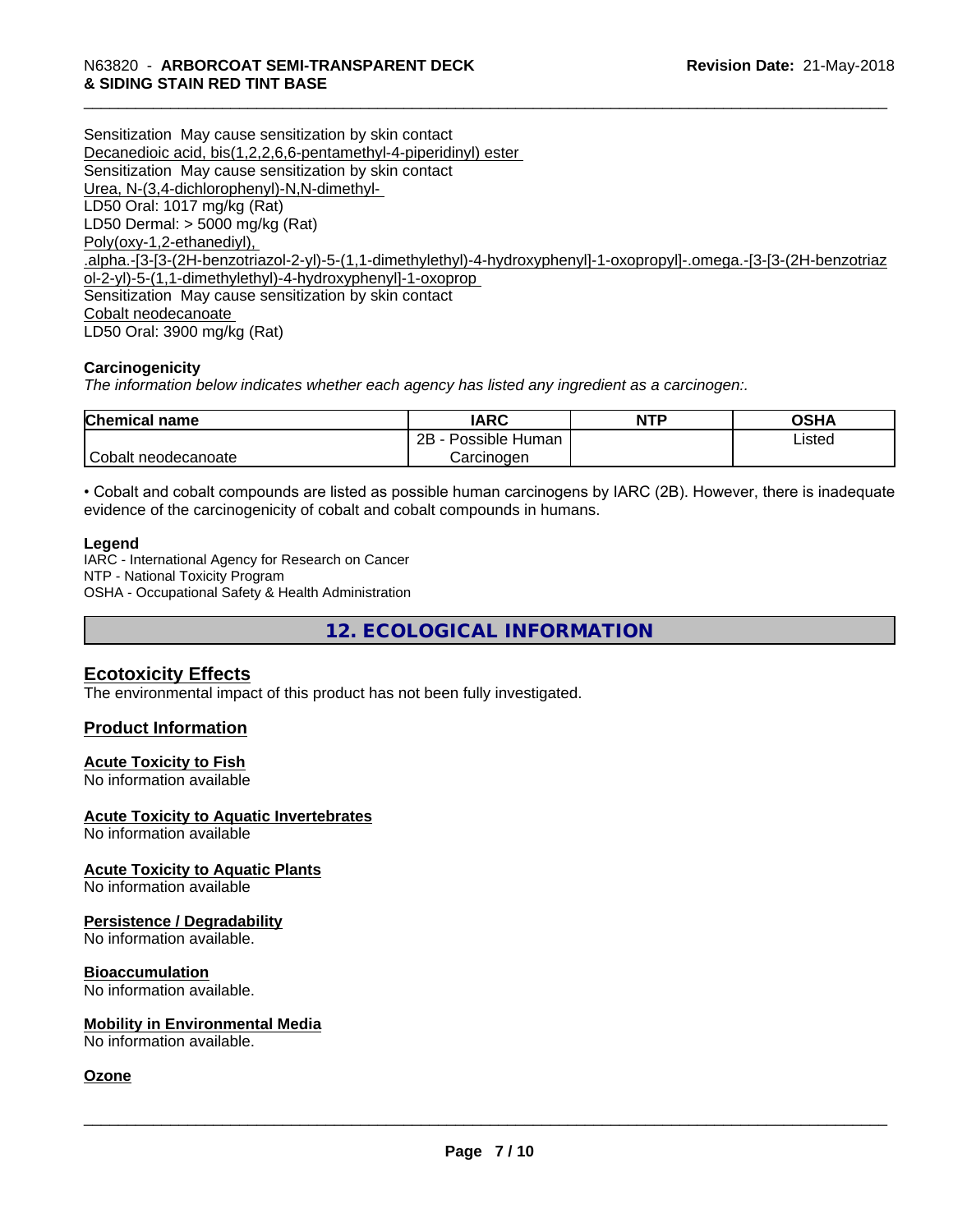Sensitization May cause sensitization by skin contact

Decanedioic acid, bis(1,2,2,6,6-pentamethyl-4-piperidinyl) ester

Sensitization May cause sensitization by skin contact

Urea, N-(3,4-dichlorophenyl)-N,N-dimethyl-

LD50 Oral: 1017 mg/kg (Rat)

LD50 Dermal: > 5000 mg/kg (Rat)

Poly(oxy-1,2-ethanediyl), .alpha.-[3-[3-(2H-benzotriazol-2-yl)-5-(1,1-dimethylethyl)-4-hydroxyphenyl]-1-oxopropyl]-.omega.-[3-[3-(2H-benzotriazol-2-yl)-5-(1,1-dimethylethyl)-4-hydroxyphenyl]-1-oxoprop

Sensitization May cause sensitization by skin contact

Cobalt neodecanoate

LD50 Oral: 3900 mg/kg (Rat)

**Carcinogenicity**

*The information below indicates whether each agency has listed any ingredient as a carcinogen:.*

| Chemical name | IARC | NTP | OSHA |
|---|---|---|---|
| Cobalt neodecanoate | 2B - Possible Human Carcinogen | | Listed |

• Cobalt and cobalt compounds are listed as possible human carcinogens by IARC (2B). However, there is inadequate evidence of the carcinogenicity of cobalt and cobalt compounds in humans.

**Legend**

IARC - International Agency for Research on Cancer
NTP - National Toxicity Program
OSHA - Occupational Safety & Health Administration

## 12. ECOLOGICAL INFORMATION

### Ecotoxicity Effects

The environmental impact of this product has not been fully investigated.

### Product Information

**Acute Toxicity to Fish**

No information available

**Acute Toxicity to Aquatic Invertebrates**

No information available

**Acute Toxicity to Aquatic Plants**

No information available

**Persistence / Degradability**

No information available.

**Bioaccumulation**

No information available.

**Mobility in Environmental Media**

No information available.

**Ozone**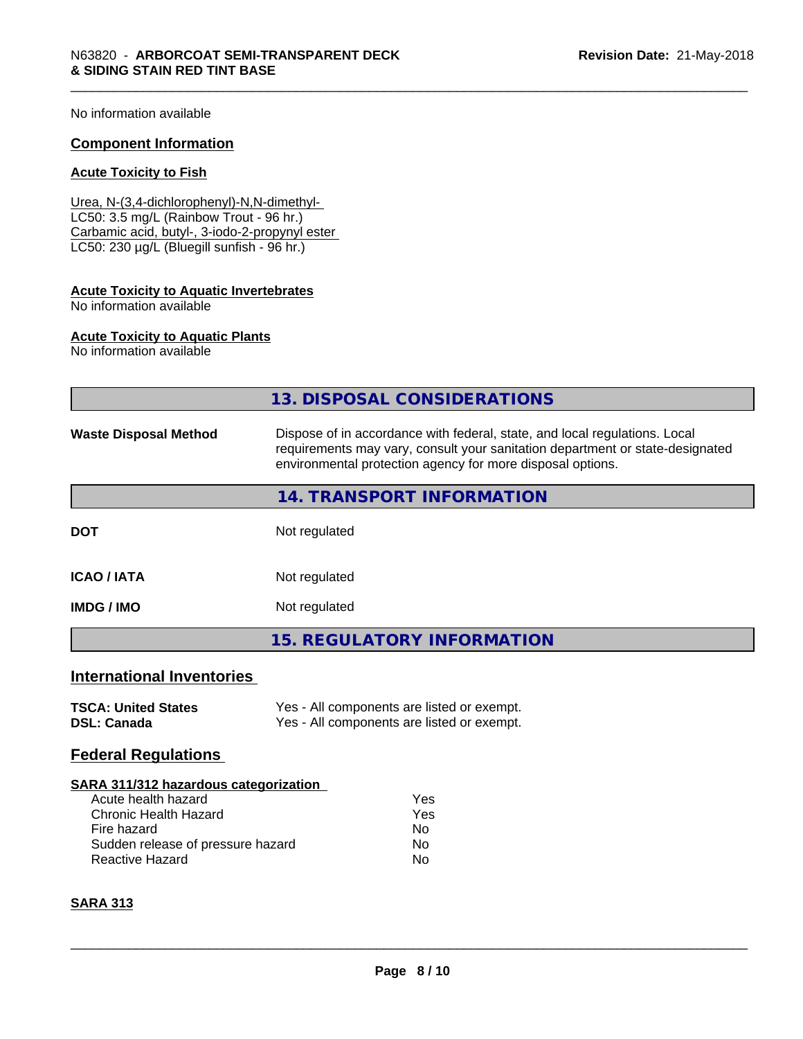No information available

## Component Information

### Acute Toxicity to Fish

Urea, N-(3,4-dichlorophenyl)-N,N-dimethyl-
LC50: 3.5 mg/L (Rainbow Trout - 96 hr.)
Carbamic acid, butyl-, 3-iodo-2-propynyl ester
LC50: 230 µg/L (Bluegill sunfish - 96 hr.)

### Acute Toxicity to Aquatic Invertebrates

No information available

### Acute Toxicity to Aquatic Plants

No information available

## 13. DISPOSAL CONSIDERATIONS

**Waste Disposal Method** — Dispose of in accordance with federal, state, and local regulations. Local requirements may vary, consult your sanitation department or state-designated environmental protection agency for more disposal options.

## 14. TRANSPORT INFORMATION

| | |
|---|---|
| **DOT** | Not regulated |
| **ICAO / IATA** | Not regulated |
| **IMDG / IMO** | Not regulated |

## 15. REGULATORY INFORMATION

### International Inventories

| | |
|---|---|
| **TSCA: United States** | Yes - All components are listed or exempt. |
| **DSL: Canada** | Yes - All components are listed or exempt. |

### Federal Regulations

**SARA 311/312 hazardous categorization**

| | |
|---|---|
| Acute health hazard | Yes |
| Chronic Health Hazard | Yes |
| Fire hazard | No |
| Sudden release of pressure hazard | No |
| Reactive Hazard | No |

**SARA 313**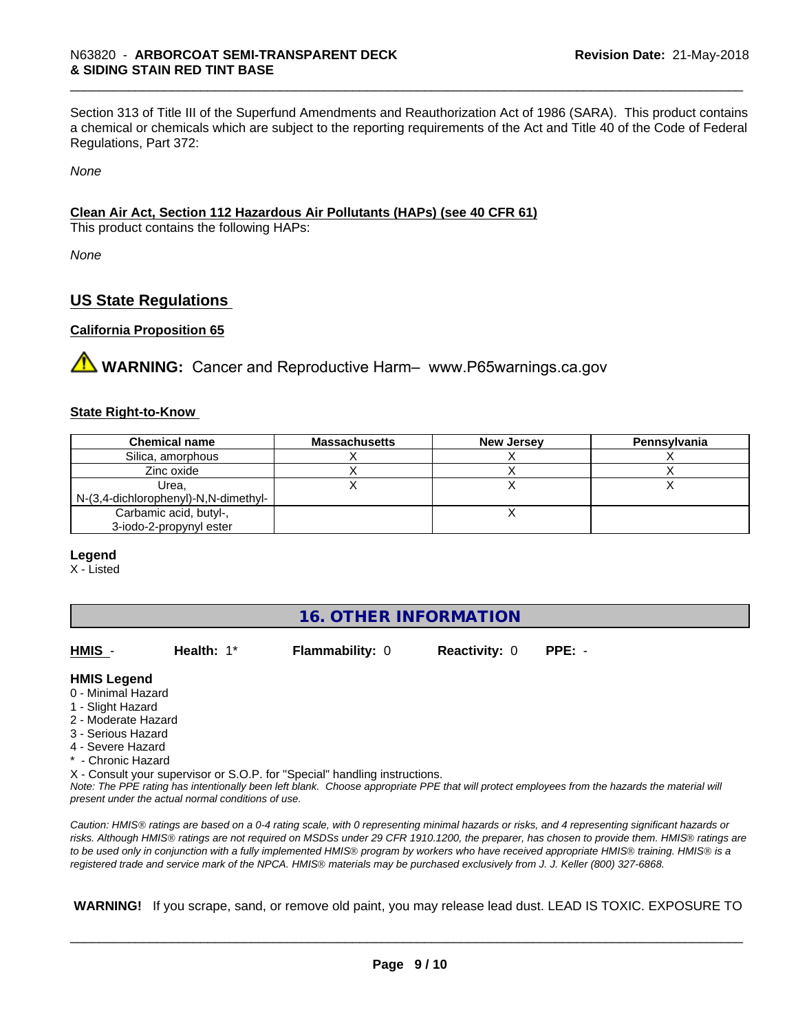Section 313 of Title III of the Superfund Amendments and Reauthorization Act of 1986 (SARA). This product contains a chemical or chemicals which are subject to the reporting requirements of the Act and Title 40 of the Code of Federal Regulations, Part 372:

*None*

**Clean Air Act, Section 112 Hazardous Air Pollutants (HAPs) (see 40 CFR 61)**

This product contains the following HAPs:

*None*

## US State Regulations

**California Proposition 65**

⚠ **WARNING:** Cancer and Reproductive Harm– www.P65warnings.ca.gov

**State Right-to-Know**

| Chemical name | Massachusetts | New Jersey | Pennsylvania |
|---|---|---|---|
| Silica, amorphous | X | X | X |
| Zinc oxide | X | X | X |
| Urea, N-(3,4-dichlorophenyl)-N,N-dimethyl- | X | X | X |
| Carbamic acid, butyl-, 3-iodo-2-propynyl ester | | X | |

**Legend**

X - Listed

## 16. OTHER INFORMATION

**HMIS** - **Health:** 1* **Flammability:** 0 **Reactivity:** 0 **PPE:** -

**HMIS Legend**

0 - Minimal Hazard
1 - Slight Hazard
2 - Moderate Hazard
3 - Serious Hazard
4 - Severe Hazard
* - Chronic Hazard

X - Consult your supervisor or S.O.P. for "Special" handling instructions.

*Note: The PPE rating has intentionally been left blank. Choose appropriate PPE that will protect employees from the hazards the material will present under the actual normal conditions of use.*

*Caution: HMIS® ratings are based on a 0-4 rating scale, with 0 representing minimal hazards or risks, and 4 representing significant hazards or risks. Although HMIS® ratings are not required on MSDSs under 29 CFR 1910.1200, the preparer, has chosen to provide them. HMIS® ratings are to be used only in conjunction with a fully implemented HMIS® program by workers who have received appropriate HMIS® training. HMIS® is a registered trade and service mark of the NPCA. HMIS® materials may be purchased exclusively from J. J. Keller (800) 327-6868.*

**WARNING!** If you scrape, sand, or remove old paint, you may release lead dust. LEAD IS TOXIC. EXPOSURE TO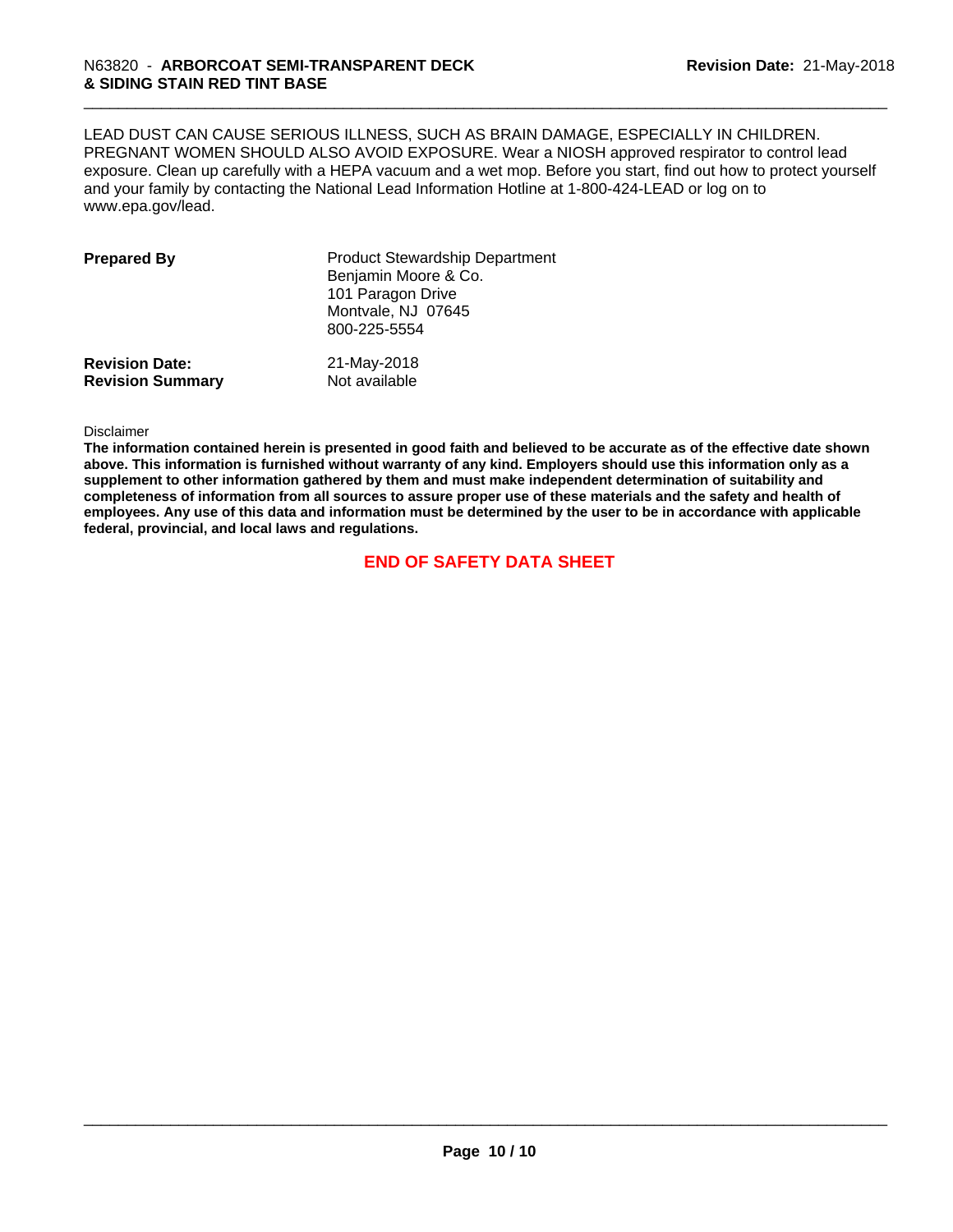LEAD DUST CAN CAUSE SERIOUS ILLNESS, SUCH AS BRAIN DAMAGE, ESPECIALLY IN CHILDREN. PREGNANT WOMEN SHOULD ALSO AVOID EXPOSURE. Wear a NIOSH approved respirator to control lead exposure. Clean up carefully with a HEPA vacuum and a wet mop. Before you start, find out how to protect yourself and your family by contacting the National Lead Information Hotline at 1-800-424-LEAD or log on to www.epa.gov/lead.

| | |
|---|---|
| **Prepared By** | Product Stewardship Department<br>Benjamin Moore & Co.<br>101 Paragon Drive<br>Montvale, NJ 07645<br>800-225-5554 |
| **Revision Date:** | 21-May-2018 |
| **Revision Summary** | Not available |

Disclaimer

**The information contained herein is presented in good faith and believed to be accurate as of the effective date shown above. This information is furnished without warranty of any kind. Employers should use this information only as a supplement to other information gathered by them and must make independent determination of suitability and completeness of information from all sources to assure proper use of these materials and the safety and health of employees. Any use of this data and information must be determined by the user to be in accordance with applicable federal, provincial, and local laws and regulations.**

**END OF SAFETY DATA SHEET**